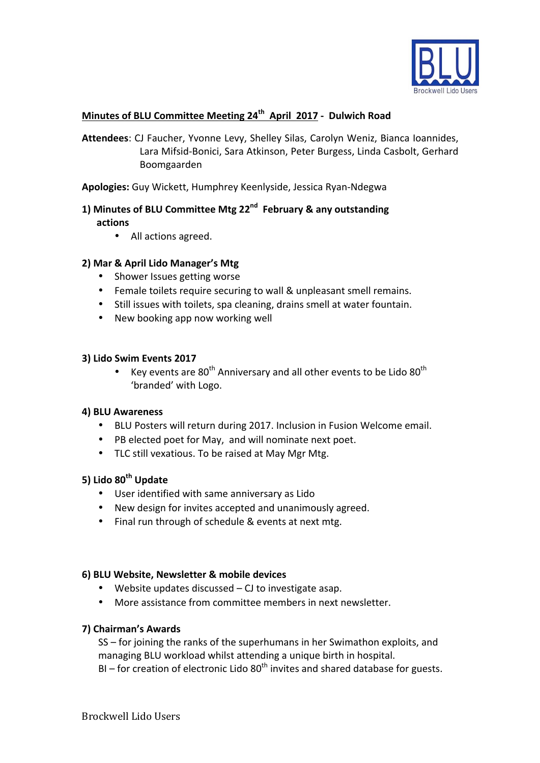## Minutes of BLU Committee Meeting 24th April 2017 - Dulwich Road

**Attendees**: CJ Faucher, Yvonne Levy, Shelley Silas, Carolyn Weniz, Bianca Ioannides, Lara Mifsid-Bonici, Sara Atkinson, Peter Burgess, Linda Casbolt, Gerhard Boomgaarden

**Apologies:** Guy Wickett, Humphrey Keenlyside, Jessica Ryan-Ndegwa

### 1) Minutes of BLU Committee Mtg 22nd February & any outstanding actions

- All actions agreed.

### 2) Mar & April Lido Manager's Mtg

- Shower Issues getting worse
- Female toilets require securing to wall & unpleasant smell remains.
- Still issues with toilets, spa cleaning, drains smell at water fountain.
- New booking app now working well

### 3) Lido Swim Events 2017

- Key events are 80th Anniversary and all other events to be Lido 80th 'branded' with Logo.

### 4) BLU Awareness

- BLU Posters will return during 2017. Inclusion in Fusion Welcome email.
- PB elected poet for May, and will nominate next poet.
- TLC still vexatious. To be raised at May Mgr Mtg.

### 5) Lido 80th Update

- User identified with same anniversary as Lido
- New design for invites accepted and unanimously agreed.
- Final run through of schedule & events at next mtg.

### 6) BLU Website, Newsletter & mobile devices

- Website updates discussed – CJ to investigate asap.
- More assistance from committee members in next newsletter.

### 7) Chairman's Awards

SS – for joining the ranks of the superhumans in her Swimathon exploits, and managing BLU workload whilst attending a unique birth in hospital.
BI – for creation of electronic Lido 80th invites and shared database for guests.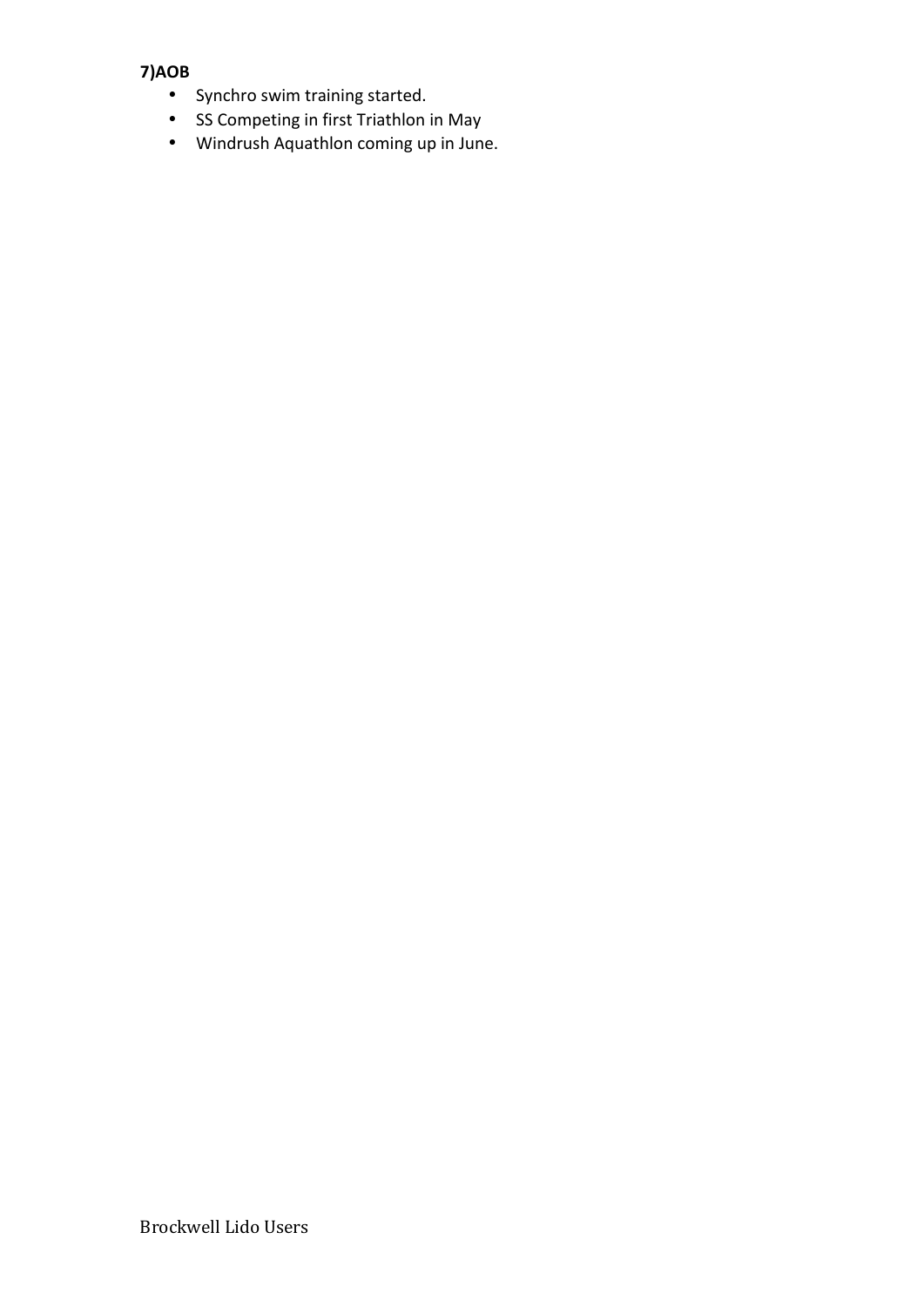**7)AOB**

- Synchro swim training started.
- SS Competing in first Triathlon in May
- Windrush Aquathlon coming up in June.